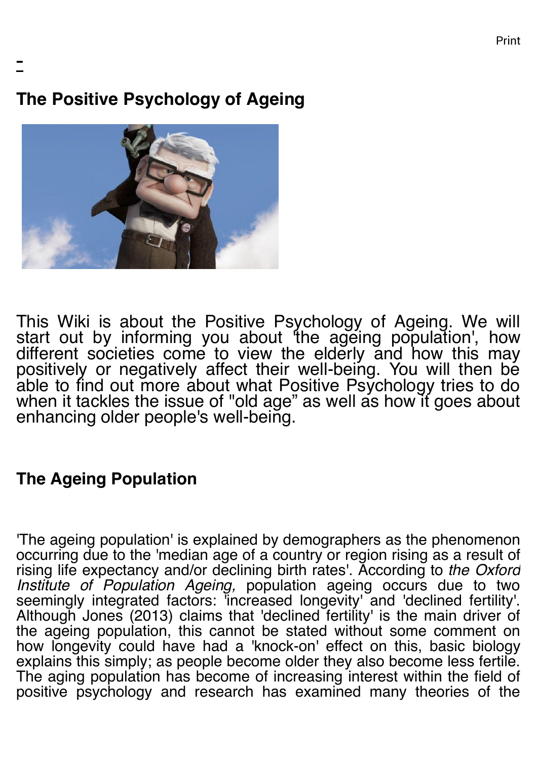## The Positive Psychology of Ageing

This Wiki is about the Positive Psychology of Ageing. We will start out by informing you about 'the ageing population', how different societies come to view the elderly and how this may positively or negatively affect their well-being. You will then be able to find out more about what Positive Psychology tries to do when it tackles the issue of "old age" as well as how it goes about enhancing older people's well-being.

## The Ageing Population

'The ageing population' is explained by demographers as the phenomenon occurring due to the 'median age of a country or region rising as a result of rising life expectancy and/or declining birth rates'. According to *the Oxford Institute of Population Ageing,* population ageing occurs due to two seemingly integrated factors: 'increased longevity' and 'declined fertility'. Although Jones (2013) claims that 'declined fertility' is the main driver of the ageing population, this cannot be stated without some comment on how longevity could have had a 'knock-on' effect on this, basic biology explains this simply; as people become older they also become less fertile. The aging population has become of increasing interest within the field of positive psychology and research has examined many theories of the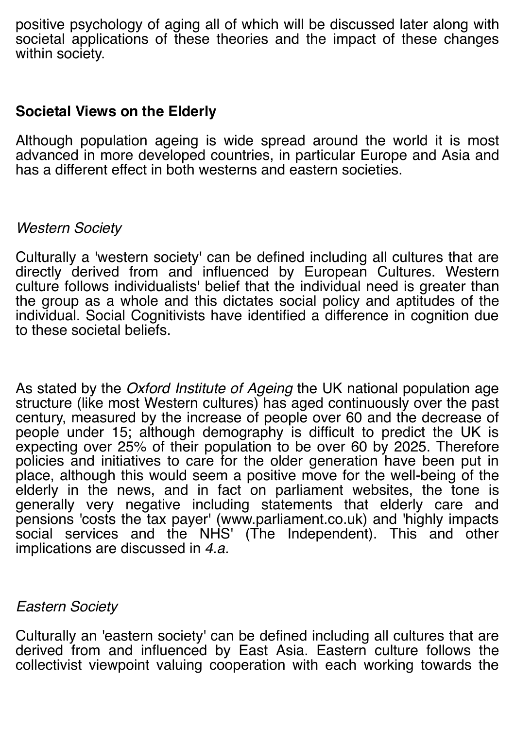positive psychology of aging all of which will be discussed later along with societal applications of these theories and the impact of these changes within society.

## Societal Views on the Elderly

Although population ageing is wide spread around the world it is most advanced in more developed countries, in particular Europe and Asia and has a different effect in both westerns and eastern societies.

### *Western Society*

Culturally a 'western society' can be defined including all cultures that are directly derived from and influenced by European Cultures. Western culture follows individualists' belief that the individual need is greater than the group as a whole and this dictates social policy and aptitudes of the individual. Social Cognitivists have identified a difference in cognition due to these societal beliefs.

As stated by the *Oxford Institute of Ageing* the UK national population age structure (like most Western cultures) has aged continuously over the past century, measured by the increase of people over 60 and the decrease of people under 15; although demography is difficult to predict the UK is expecting over 25% of their population to be over 60 by 2025. Therefore policies and initiatives to care for the older generation have been put in place, although this would seem a positive move for the well-being of the elderly in the news, and in fact on parliament websites, the tone is generally very negative including statements that elderly care and pensions 'costs the tax payer' (www.parliament.co.uk) and 'highly impacts social services and the NHS' (The Independent). This and other implications are discussed in *4.a.*

### *Eastern Society*

Culturally an 'eastern society' can be defined including all cultures that are derived from and influenced by East Asia. Eastern culture follows the collectivist viewpoint valuing cooperation with each working towards the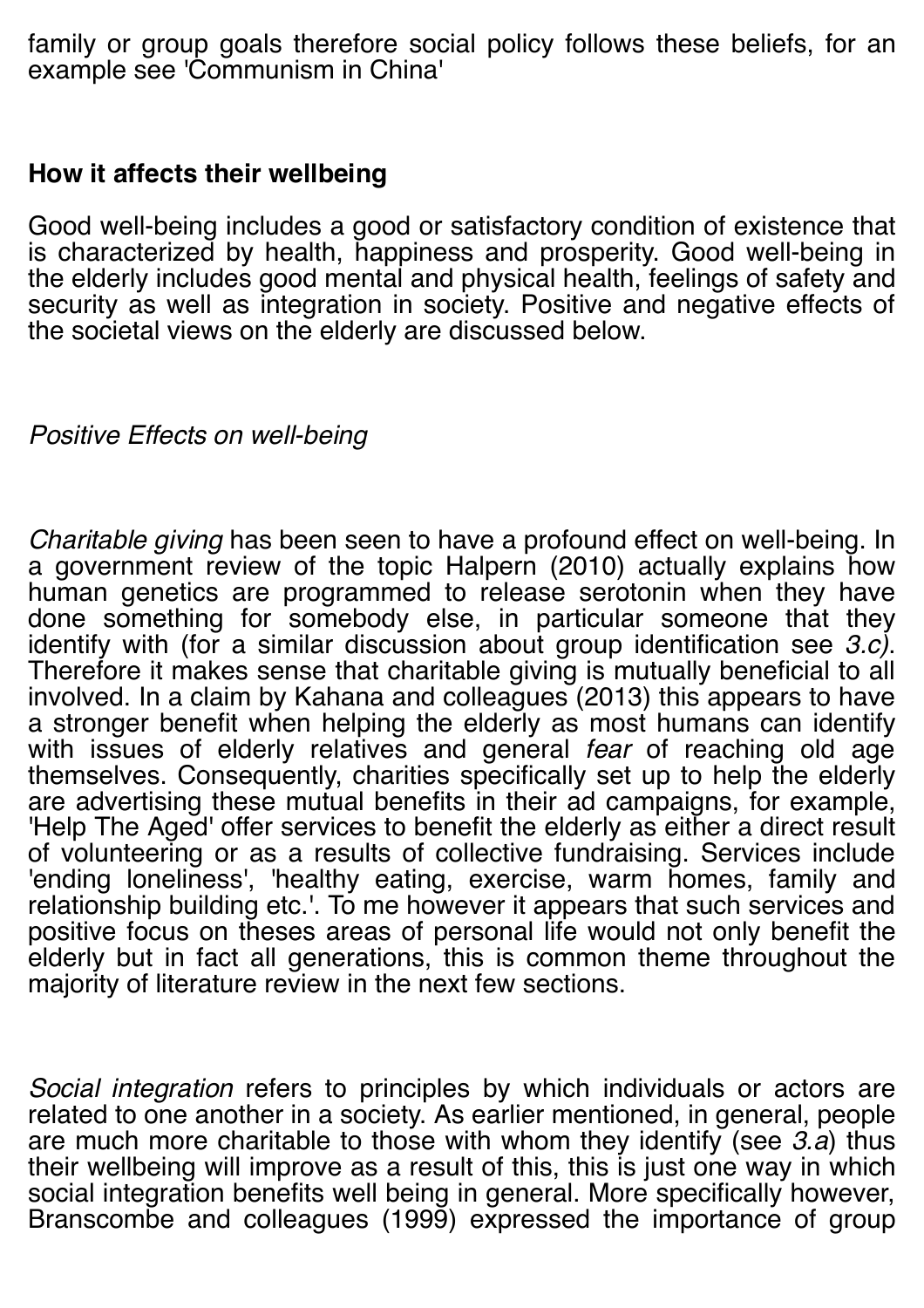family or group goals therefore social policy follows these beliefs, for an example see 'Communism in China'

### How it affects their wellbeing

Good well-being includes a good or satisfactory condition of existence that is characterized by health, happiness and prosperity. Good well-being in the elderly includes good mental and physical health, feelings of safety and security as well as integration in society. Positive and negative effects of the societal views on the elderly are discussed below.

*Positive Effects on well-being*

*Charitable giving* has been seen to have a profound effect on well-being. In a government review of the topic Halpern (2010) actually explains how human genetics are programmed to release serotonin when they have done something for somebody else, in particular someone that they identify with (for a similar discussion about group identification see *3.c)*. Therefore it makes sense that charitable giving is mutually beneficial to all involved. In a claim by Kahana and colleagues (2013) this appears to have a stronger benefit when helping the elderly as most humans can identify with issues of elderly relatives and general *fear* of reaching old age themselves. Consequently, charities specifically set up to help the elderly are advertising these mutual benefits in their ad campaigns, for example, 'Help The Aged' offer services to benefit the elderly as either a direct result of volunteering or as a results of collective fundraising. Services include 'ending loneliness', 'healthy eating, exercise, warm homes, family and relationship building etc.'. To me however it appears that such services and positive focus on theses areas of personal life would not only benefit the elderly but in fact all generations, this is common theme throughout the majority of literature review in the next few sections.

*Social integration* refers to principles by which individuals or actors are related to one another in a society. As earlier mentioned, in general, people are much more charitable to those with whom they identify (see *3.a*) thus their wellbeing will improve as a result of this, this is just one way in which social integration benefits well being in general. More specifically however, Branscombe and colleagues (1999) expressed the importance of group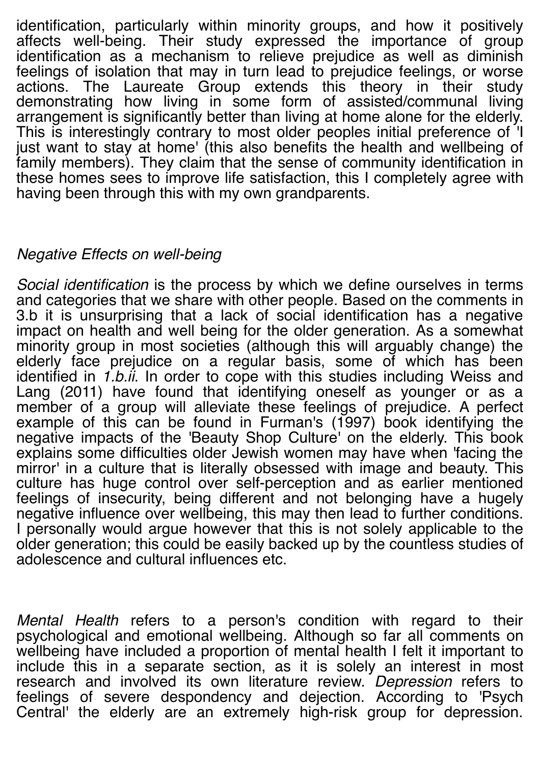identification, particularly within minority groups, and how it positively affects well-being. Their study expressed the importance of group identification as a mechanism to relieve prejudice as well as diminish feelings of isolation that may in turn lead to prejudice feelings, or worse actions. The Laureate Group extends this theory in their study demonstrating how living in some form of assisted/communal living arrangement is significantly better than living at home alone for the elderly. This is interestingly contrary to most older peoples initial preference of 'I just want to stay at home' (this also benefits the health and wellbeing of family members). They claim that the sense of community identification in these homes sees to improve life satisfaction, this I completely agree with having been through this with my own grandparents.

*Negative Effects on well-being*

*Social identification* is the process by which we define ourselves in terms and categories that we share with other people. Based on the comments in 3.b it is unsurprising that a lack of social identification has a negative impact on health and well being for the older generation. As a somewhat minority group in most societies (although this will arguably change) the elderly face prejudice on a regular basis, some of which has been identified in *1.b.ii*. In order to cope with this studies including Weiss and Lang (2011) have found that identifying oneself as younger or as a member of a group will alleviate these feelings of prejudice. A perfect example of this can be found in Furman's (1997) book identifying the negative impacts of the 'Beauty Shop Culture' on the elderly. This book explains some difficulties older Jewish women may have when 'facing the mirror' in a culture that is literally obsessed with image and beauty. This culture has huge control over self-perception and as earlier mentioned feelings of insecurity, being different and not belonging have a hugely negative influence over wellbeing, this may then lead to further conditions. I personally would argue however that this is not solely applicable to the older generation; this could be easily backed up by the countless studies of adolescence and cultural influences etc.

*Mental Health* refers to a person's condition with regard to their psychological and emotional wellbeing. Although so far all comments on wellbeing have included a proportion of mental health I felt it important to include this in a separate section, as it is solely an interest in most research and involved its own literature review. *Depression* refers to feelings of severe despondency and dejection. According to 'Psych Central' the elderly are an extremely high-risk group for depression.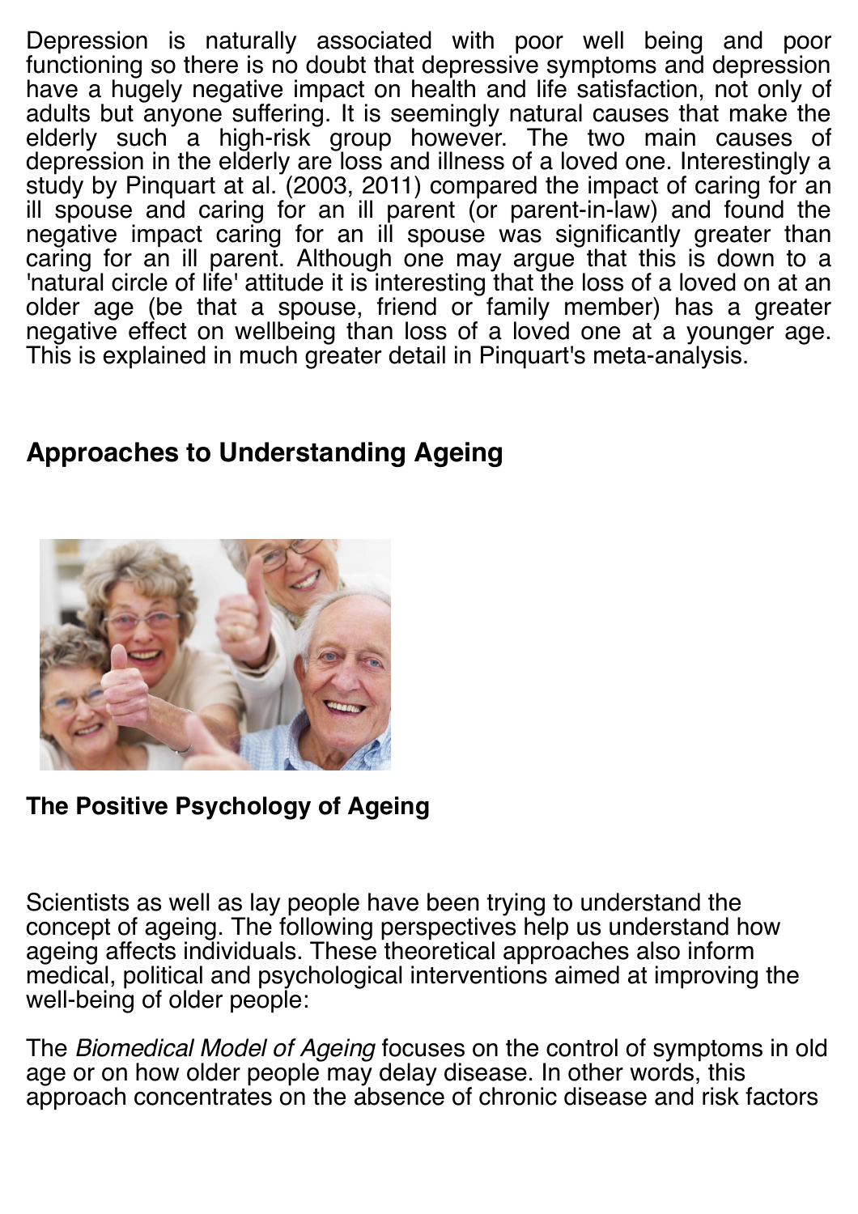Depression is naturally associated with poor well being and poor functioning so there is no doubt that depressive symptoms and depression have a hugely negative impact on health and life satisfaction, not only of adults but anyone suffering. It is seemingly natural causes that make the elderly such a high-risk group however. The two main causes of depression in the elderly are loss and illness of a loved one. Interestingly a study by Pinquart at al. (2003, 2011) compared the impact of caring for an ill spouse and caring for an ill parent (or parent-in-law) and found the negative impact caring for an ill spouse was significantly greater than caring for an ill parent. Although one may argue that this is down to a 'natural circle of life' attitude it is interesting that the loss of a loved on at an older age (be that a spouse, friend or family member) has a greater negative effect on wellbeing than loss of a loved one at a younger age. This is explained in much greater detail in Pinquart's meta-analysis.

## Approaches to Understanding Ageing

**The Positive Psychology of Ageing**

Scientists as well as lay people have been trying to understand the concept of ageing. The following perspectives help us understand how ageing affects individuals. These theoretical approaches also inform medical, political and psychological interventions aimed at improving the well-being of older people:

The *Biomedical Model of Ageing* focuses on the control of symptoms in old age or on how older people may delay disease. In other words, this approach concentrates on the absence of chronic disease and risk factors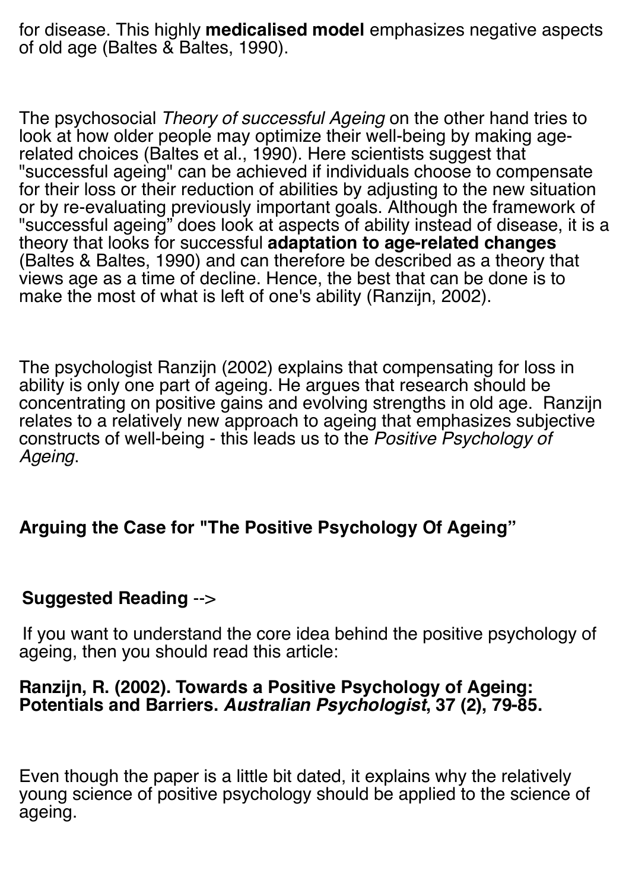for disease. This highly **medicalised model** emphasizes negative aspects of old age (Baltes & Baltes, 1990).

The psychosocial *Theory of successful Ageing* on the other hand tries to look at how older people may optimize their well-being by making age-related choices (Baltes et al., 1990). Here scientists suggest that "successful ageing" can be achieved if individuals choose to compensate for their loss or their reduction of abilities by adjusting to the new situation or by re-evaluating previously important goals. Although the framework of "successful ageing" does look at aspects of ability instead of disease, it is a theory that looks for successful **adaptation to age-related changes** (Baltes & Baltes, 1990) and can therefore be described as a theory that views age as a time of decline. Hence, the best that can be done is to make the most of what is left of one's ability (Ranzijn, 2002).

The psychologist Ranzijn (2002) explains that compensating for loss in ability is only one part of ageing. He argues that research should be concentrating on positive gains and evolving strengths in old age. Ranzijn relates to a relatively new approach to ageing that emphasizes subjective constructs of well-being - this leads us to the *Positive Psychology of Ageing*.

## Arguing the Case for "The Positive Psychology Of Ageing"

**Suggested Reading** -->

If you want to understand the core idea behind the positive psychology of ageing, then you should read this article:

**Ranzijn, R. (2002). Towards a Positive Psychology of Ageing: Potentials and Barriers. *Australian Psychologist*, 37 (2), 79-85.**

Even though the paper is a little bit dated, it explains why the relatively young science of positive psychology should be applied to the science of ageing.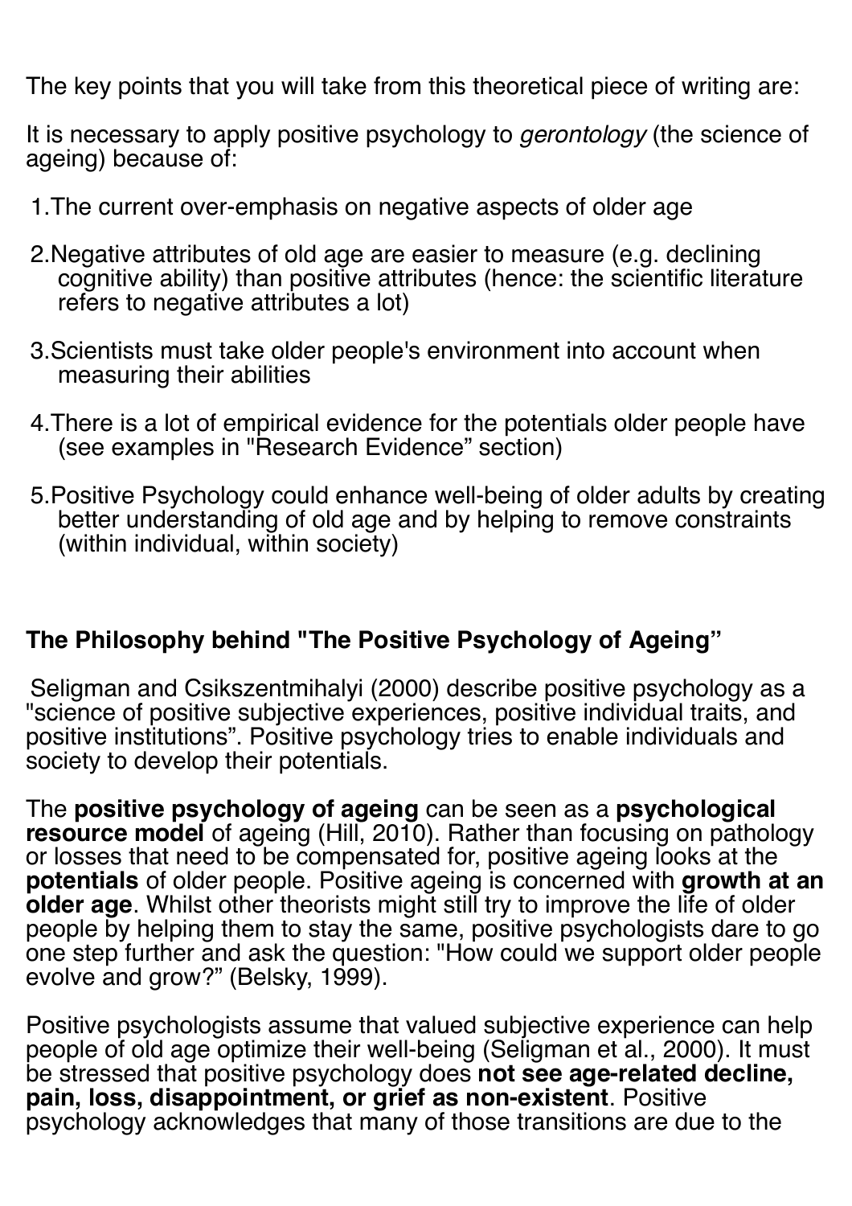The key points that you will take from this theoretical piece of writing are:

It is necessary to apply positive psychology to *gerontology* (the science of ageing) because of:

1. The current over-emphasis on negative aspects of older age
2. Negative attributes of old age are easier to measure (e.g. declining cognitive ability) than positive attributes (hence: the scientific literature refers to negative attributes a lot)
3. Scientists must take older people's environment into account when measuring their abilities
4. There is a lot of empirical evidence for the potentials older people have (see examples in "Research Evidence" section)
5. Positive Psychology could enhance well-being of older adults by creating better understanding of old age and by helping to remove constraints (within individual, within society)

## The Philosophy behind "The Positive Psychology of Ageing"

Seligman and Csikszentmihalyi (2000) describe positive psychology as a "science of positive subjective experiences, positive individual traits, and positive institutions". Positive psychology tries to enable individuals and society to develop their potentials.

The **positive psychology of ageing** can be seen as a **psychological resource model** of ageing (Hill, 2010). Rather than focusing on pathology or losses that need to be compensated for, positive ageing looks at the **potentials** of older people. Positive ageing is concerned with **growth at an older age**. Whilst other theorists might still try to improve the life of older people by helping them to stay the same, positive psychologists dare to go one step further and ask the question: "How could we support older people evolve and grow?" (Belsky, 1999).

Positive psychologists assume that valued subjective experience can help people of old age optimize their well-being (Seligman et al., 2000). It must be stressed that positive psychology does **not see age-related decline, pain, loss, disappointment, or grief as non-existent**. Positive psychology acknowledges that many of those transitions are due to the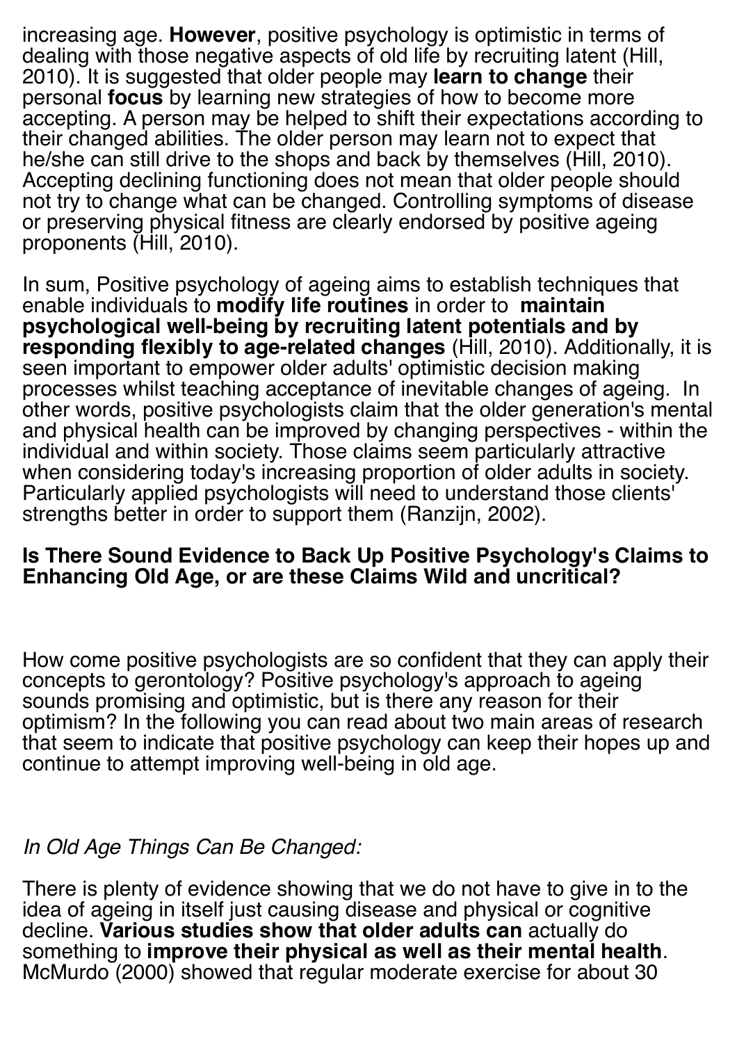increasing age. **However**, positive psychology is optimistic in terms of dealing with those negative aspects of old life by recruiting latent (Hill, 2010). It is suggested that older people may **learn to change** their personal **focus** by learning new strategies of how to become more accepting. A person may be helped to shift their expectations according to their changed abilities. The older person may learn not to expect that he/she can still drive to the shops and back by themselves (Hill, 2010). Accepting declining functioning does not mean that older people should not try to change what can be changed. Controlling symptoms of disease or preserving physical fitness are clearly endorsed by positive ageing proponents (Hill, 2010).

In sum, Positive psychology of ageing aims to establish techniques that enable individuals to **modify life routines** in order to **maintain psychological well-being by recruiting latent potentials and by responding flexibly to age-related changes** (Hill, 2010). Additionally, it is seen important to empower older adults' optimistic decision making processes whilst teaching acceptance of inevitable changes of ageing. In other words, positive psychologists claim that the older generation's mental and physical health can be improved by changing perspectives - within the individual and within society. Those claims seem particularly attractive when considering today's increasing proportion of older adults in society. Particularly applied psychologists will need to understand those clients' strengths better in order to support them (Ranzijn, 2002).

**Is There Sound Evidence to Back Up Positive Psychology's Claims to Enhancing Old Age, or are these Claims Wild and uncritical?**

How come positive psychologists are so confident that they can apply their concepts to gerontology? Positive psychology's approach to ageing sounds promising and optimistic, but is there any reason for their optimism? In the following you can read about two main areas of research that seem to indicate that positive psychology can keep their hopes up and continue to attempt improving well-being in old age.

*In Old Age Things Can Be Changed:*

There is plenty of evidence showing that we do not have to give in to the idea of ageing in itself just causing disease and physical or cognitive decline. **Various studies show that older adults can** actually do something to **improve their physical as well as their mental health**. McMurdo (2000) showed that regular moderate exercise for about 30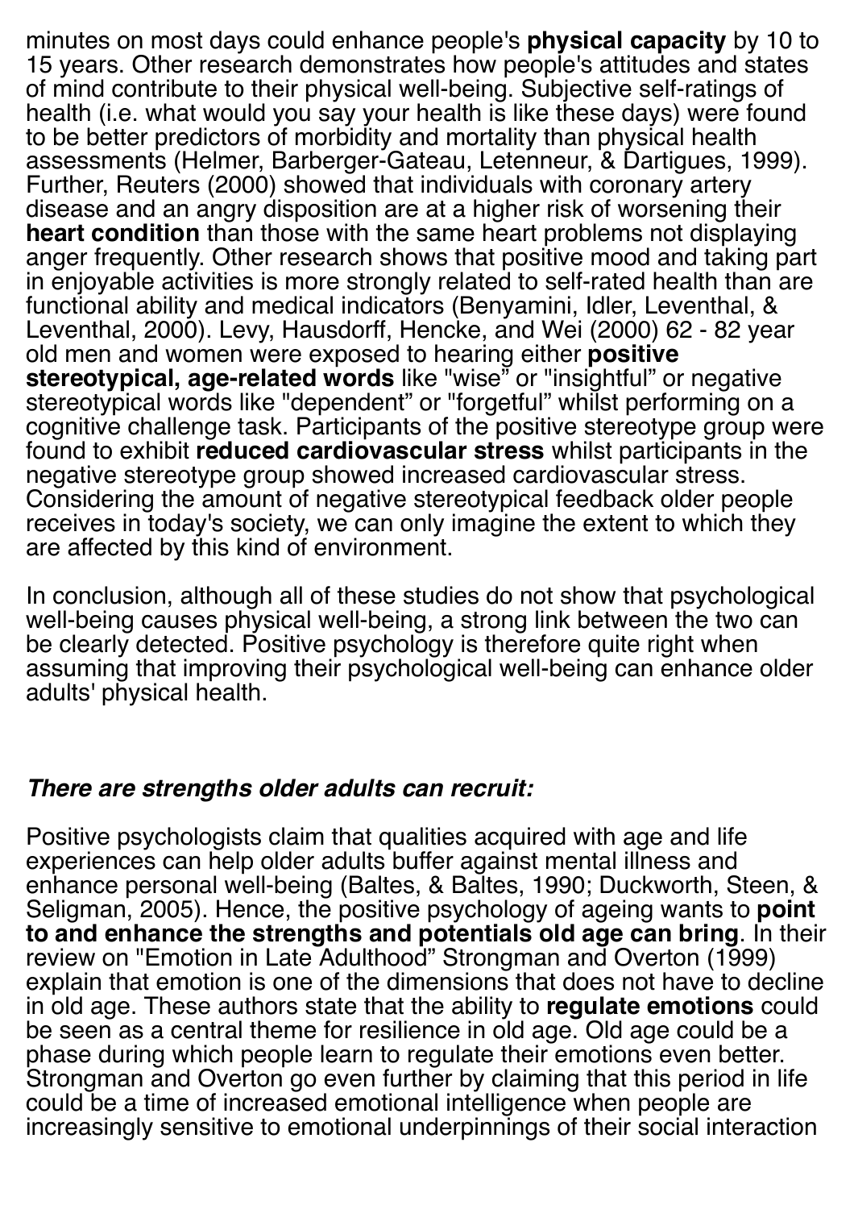minutes on most days could enhance people's **physical capacity** by 10 to 15 years. Other research demonstrates how people's attitudes and states of mind contribute to their physical well-being. Subjective self-ratings of health (i.e. what would you say your health is like these days) were found to be better predictors of morbidity and mortality than physical health assessments (Helmer, Barberger-Gateau, Letenneur, & Dartigues, 1999). Further, Reuters (2000) showed that individuals with coronary artery disease and an angry disposition are at a higher risk of worsening their **heart condition** than those with the same heart problems not displaying anger frequently. Other research shows that positive mood and taking part in enjoyable activities is more strongly related to self-rated health than are functional ability and medical indicators (Benyamini, Idler, Leventhal, & Leventhal, 2000). Levy, Hausdorff, Hencke, and Wei (2000) 62 - 82 year old men and women were exposed to hearing either **positive stereotypical, age-related words** like "wise" or "insightful" or negative stereotypical words like "dependent" or "forgetful" whilst performing on a cognitive challenge task. Participants of the positive stereotype group were found to exhibit **reduced cardiovascular stress** whilst participants in the negative stereotype group showed increased cardiovascular stress. Considering the amount of negative stereotypical feedback older people receives in today's society, we can only imagine the extent to which they are affected by this kind of environment.

In conclusion, although all of these studies do not show that psychological well-being causes physical well-being, a strong link between the two can be clearly detected. Positive psychology is therefore quite right when assuming that improving their psychological well-being can enhance older adults' physical health.

***There are strengths older adults can recruit:***

Positive psychologists claim that qualities acquired with age and life experiences can help older adults buffer against mental illness and enhance personal well-being (Baltes, & Baltes, 1990; Duckworth, Steen, & Seligman, 2005). Hence, the positive psychology of ageing wants to **point to and enhance the strengths and potentials old age can bring**. In their review on "Emotion in Late Adulthood" Strongman and Overton (1999) explain that emotion is one of the dimensions that does not have to decline in old age. These authors state that the ability to **regulate emotions** could be seen as a central theme for resilience in old age. Old age could be a phase during which people learn to regulate their emotions even better. Strongman and Overton go even further by claiming that this period in life could be a time of increased emotional intelligence when people are increasingly sensitive to emotional underpinnings of their social interaction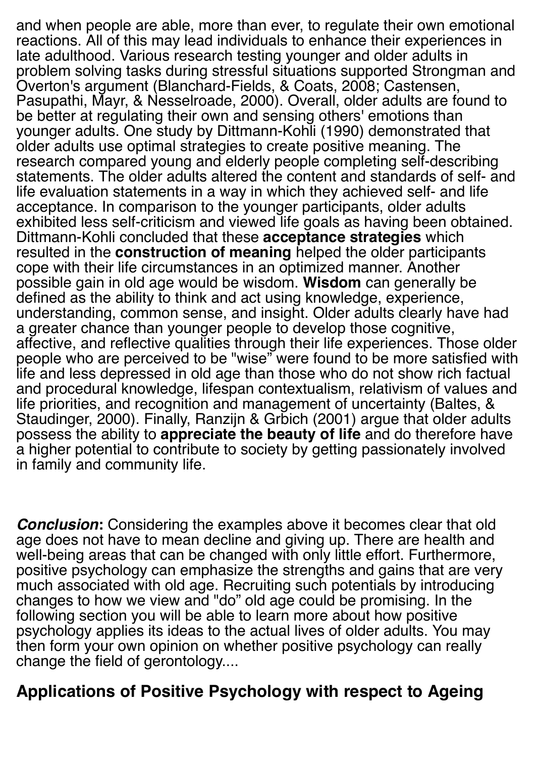and when people are able, more than ever, to regulate their own emotional reactions. All of this may lead individuals to enhance their experiences in late adulthood. Various research testing younger and older adults in problem solving tasks during stressful situations supported Strongman and Overton's argument (Blanchard-Fields, & Coats, 2008; Castensen, Pasupathi, Mayr, & Nesselroade, 2000). Overall, older adults are found to be better at regulating their own and sensing others' emotions than younger adults. One study by Dittmann-Kohli (1990) demonstrated that older adults use optimal strategies to create positive meaning. The research compared young and elderly people completing self-describing statements. The older adults altered the content and standards of self- and life evaluation statements in a way in which they achieved self- and life acceptance. In comparison to the younger participants, older adults exhibited less self-criticism and viewed life goals as having been obtained. Dittmann-Kohli concluded that these **acceptance strategies** which resulted in the **construction of meaning** helped the older participants cope with their life circumstances in an optimized manner. Another possible gain in old age would be wisdom. **Wisdom** can generally be defined as the ability to think and act using knowledge, experience, understanding, common sense, and insight. Older adults clearly have had a greater chance than younger people to develop those cognitive, affective, and reflective qualities through their life experiences. Those older people who are perceived to be "wise" were found to be more satisfied with life and less depressed in old age than those who do not show rich factual and procedural knowledge, lifespan contextualism, relativism of values and life priorities, and recognition and management of uncertainty (Baltes, & Staudinger, 2000). Finally, Ranzijn & Grbich (2001) argue that older adults possess the ability to **appreciate the beauty of life** and do therefore have a higher potential to contribute to society by getting passionately involved in family and community life.

***Conclusion*:** Considering the examples above it becomes clear that old age does not have to mean decline and giving up. There are health and well-being areas that can be changed with only little effort. Furthermore, positive psychology can emphasize the strengths and gains that are very much associated with old age. Recruiting such potentials by introducing changes to how we view and "do" old age could be promising. In the following section you will be able to learn more about how positive psychology applies its ideas to the actual lives of older adults. You may then form your own opinion on whether positive psychology can really change the field of gerontology....

## Applications of Positive Psychology with respect to Ageing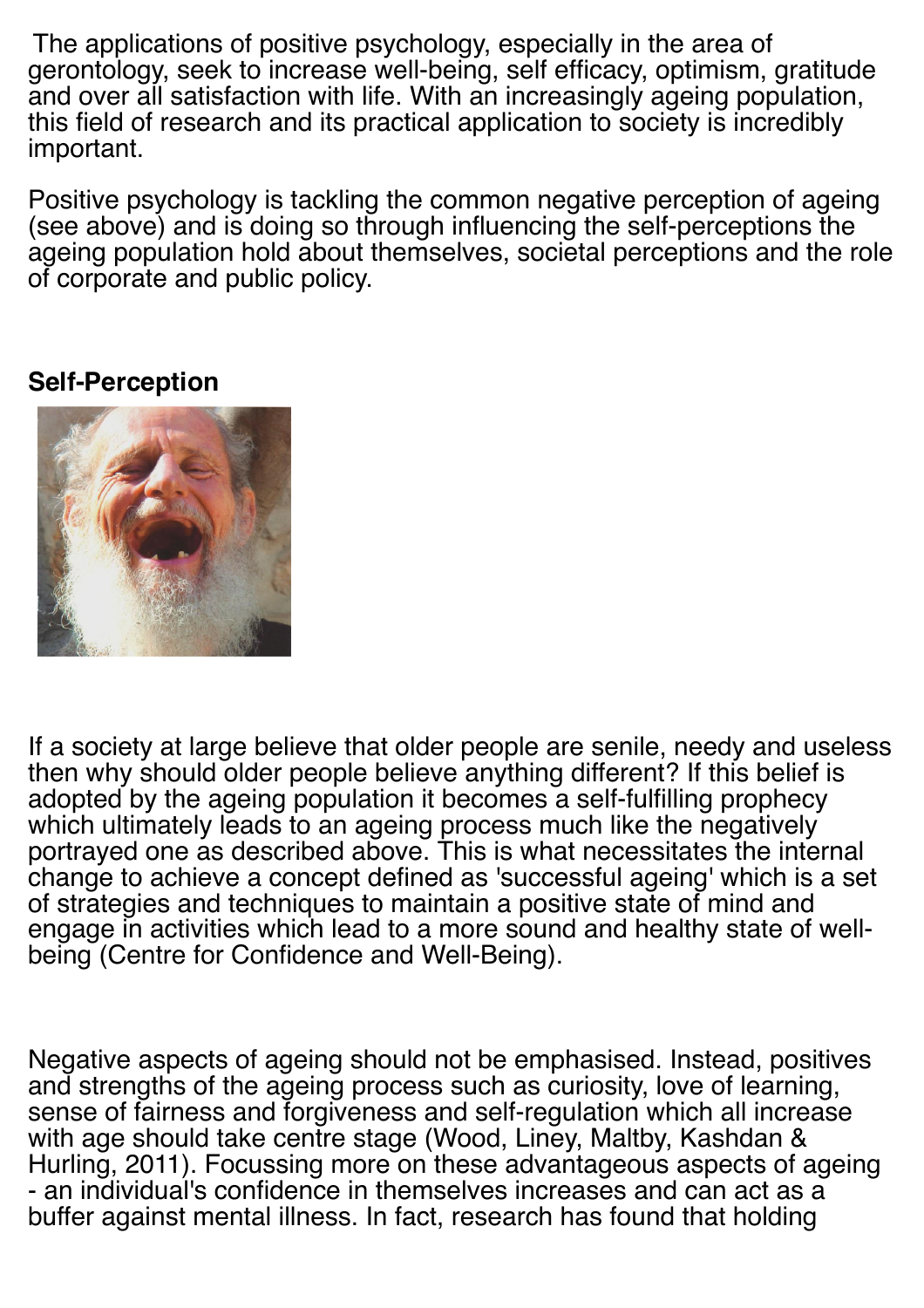The applications of positive psychology, especially in the area of gerontology, seek to increase well-being, self efficacy, optimism, gratitude and over all satisfaction with life. With an increasingly ageing population, this field of research and its practical application to society is incredibly important.

Positive psychology is tackling the common negative perception of ageing (see above) and is doing so through influencing the self-perceptions the ageing population hold about themselves, societal perceptions and the role of corporate and public policy.

**Self-Perception**

If a society at large believe that older people are senile, needy and useless then why should older people believe anything different? If this belief is adopted by the ageing population it becomes a self-fulfilling prophecy which ultimately leads to an ageing process much like the negatively portrayed one as described above. This is what necessitates the internal change to achieve a concept defined as 'successful ageing' which is a set of strategies and techniques to maintain a positive state of mind and engage in activities which lead to a more sound and healthy state of well-being (Centre for Confidence and Well-Being).

Negative aspects of ageing should not be emphasised. Instead, positives and strengths of the ageing process such as curiosity, love of learning, sense of fairness and forgiveness and self-regulation which all increase with age should take centre stage (Wood, Liney, Maltby, Kashdan & Hurling, 2011). Focussing more on these advantageous aspects of ageing - an individual's confidence in themselves increases and can act as a buffer against mental illness. In fact, research has found that holding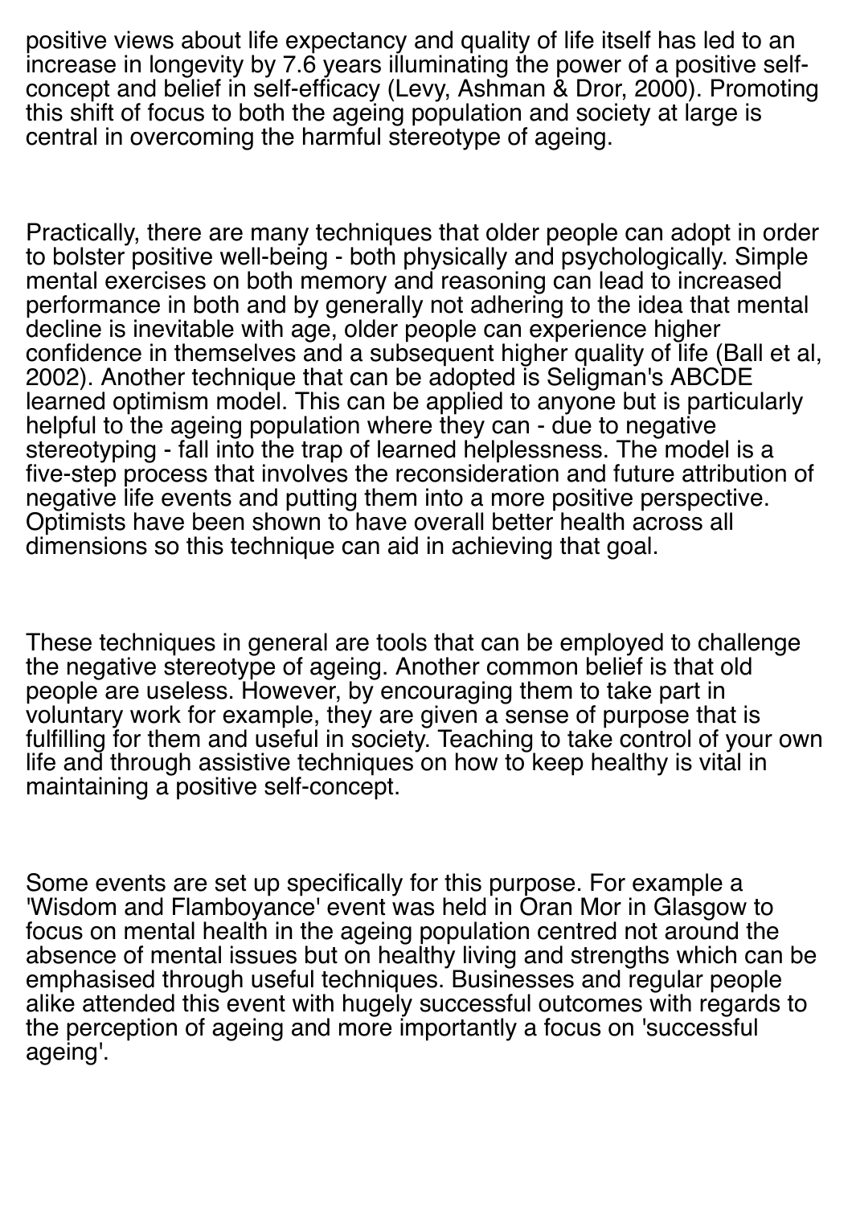positive views about life expectancy and quality of life itself has led to an increase in longevity by 7.6 years illuminating the power of a positive self-concept and belief in self-efficacy (Levy, Ashman & Dror, 2000). Promoting this shift of focus to both the ageing population and society at large is central in overcoming the harmful stereotype of ageing.

Practically, there are many techniques that older people can adopt in order to bolster positive well-being - both physically and psychologically. Simple mental exercises on both memory and reasoning can lead to increased performance in both and by generally not adhering to the idea that mental decline is inevitable with age, older people can experience higher confidence in themselves and a subsequent higher quality of life (Ball et al, 2002). Another technique that can be adopted is Seligman's ABCDE learned optimism model. This can be applied to anyone but is particularly helpful to the ageing population where they can - due to negative stereotyping - fall into the trap of learned helplessness. The model is a five-step process that involves the reconsideration and future attribution of negative life events and putting them into a more positive perspective. Optimists have been shown to have overall better health across all dimensions so this technique can aid in achieving that goal.

These techniques in general are tools that can be employed to challenge the negative stereotype of ageing. Another common belief is that old people are useless. However, by encouraging them to take part in voluntary work for example, they are given a sense of purpose that is fulfilling for them and useful in society. Teaching to take control of your own life and through assistive techniques on how to keep healthy is vital in maintaining a positive self-concept.

Some events are set up specifically for this purpose. For example a 'Wisdom and Flamboyance' event was held in Oran Mor in Glasgow to focus on mental health in the ageing population centred not around the absence of mental issues but on healthy living and strengths which can be emphasised through useful techniques. Businesses and regular people alike attended this event with hugely successful outcomes with regards to the perception of ageing and more importantly a focus on 'successful ageing'.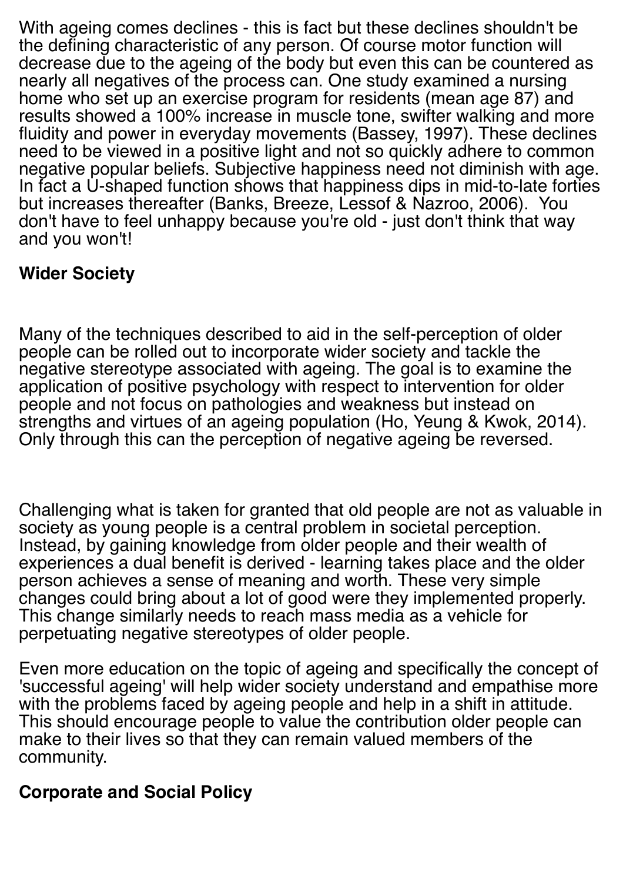With ageing comes declines - this is fact but these declines shouldn't be the defining characteristic of any person. Of course motor function will decrease due to the ageing of the body but even this can be countered as nearly all negatives of the process can. One study examined a nursing home who set up an exercise program for residents (mean age 87) and results showed a 100% increase in muscle tone, swifter walking and more fluidity and power in everyday movements (Bassey, 1997). These declines need to be viewed in a positive light and not so quickly adhere to common negative popular beliefs. Subjective happiness need not diminish with age. In fact a U-shaped function shows that happiness dips in mid-to-late forties but increases thereafter (Banks, Breeze, Lessof & Nazroo, 2006).  You don't have to feel unhappy because you're old - just don't think that way and you won't!

**Wider Society**

Many of the techniques described to aid in the self-perception of older people can be rolled out to incorporate wider society and tackle the negative stereotype associated with ageing. The goal is to examine the application of positive psychology with respect to intervention for older people and not focus on pathologies and weakness but instead on strengths and virtues of an ageing population (Ho, Yeung & Kwok, 2014). Only through this can the perception of negative ageing be reversed.

Challenging what is taken for granted that old people are not as valuable in society as young people is a central problem in societal perception. Instead, by gaining knowledge from older people and their wealth of experiences a dual benefit is derived - learning takes place and the older person achieves a sense of meaning and worth. These very simple changes could bring about a lot of good were they implemented properly. This change similarly needs to reach mass media as a vehicle for perpetuating negative stereotypes of older people.

Even more education on the topic of ageing and specifically the concept of 'successful ageing' will help wider society understand and empathise more with the problems faced by ageing people and help in a shift in attitude. This should encourage people to value the contribution older people can make to their lives so that they can remain valued members of the community.

**Corporate and Social Policy**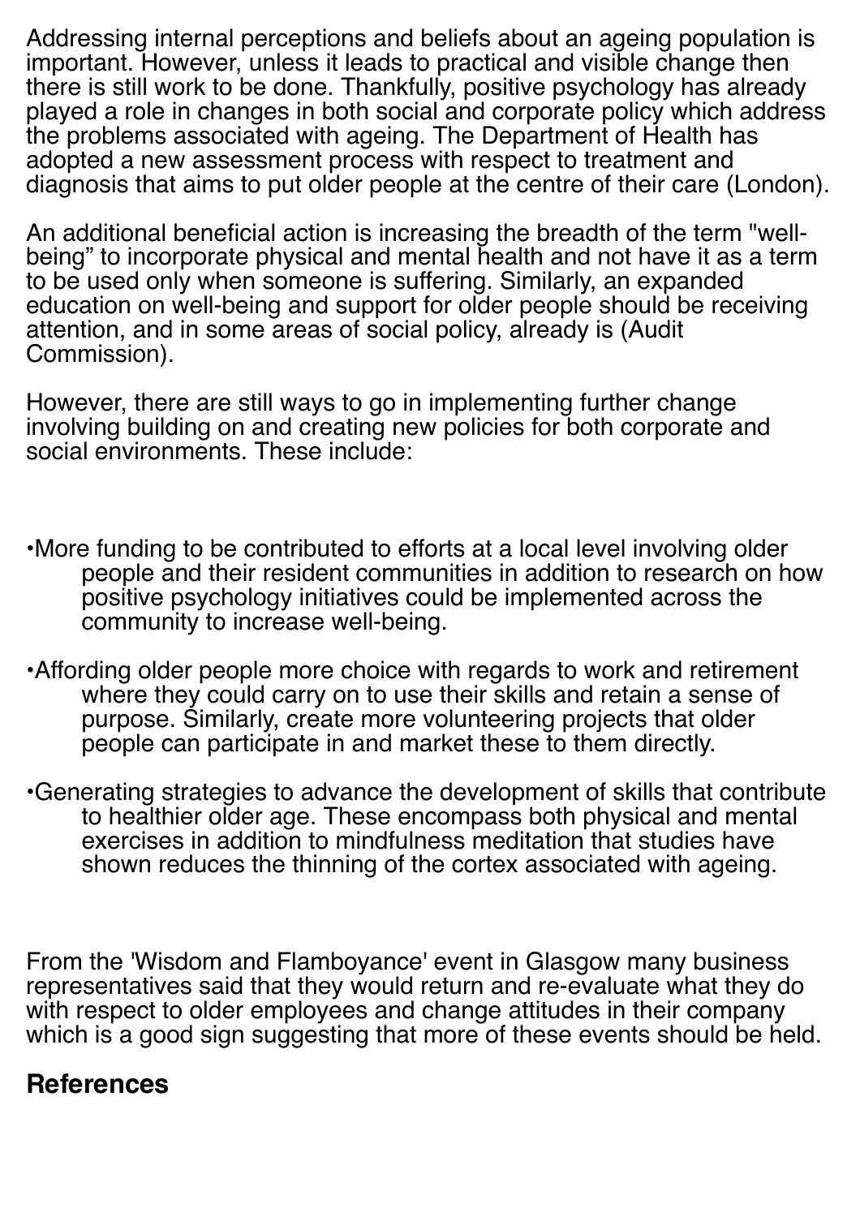Addressing internal perceptions and beliefs about an ageing population is important. However, unless it leads to practical and visible change then there is still work to be done. Thankfully, positive psychology has already played a role in changes in both social and corporate policy which address the problems associated with ageing. The Department of Health has adopted a new assessment process with respect to treatment and diagnosis that aims to put older people at the centre of their care (London).

An additional beneficial action is increasing the breadth of the term "well-being" to incorporate physical and mental health and not have it as a term to be used only when someone is suffering. Similarly, an expanded education on well-being and support for older people should be receiving attention, and in some areas of social policy, already is (Audit Commission).

However, there are still ways to go in implementing further change involving building on and creating new policies for both corporate and social environments. These include:

- More funding to be contributed to efforts at a local level involving older people and their resident communities in addition to research on how positive psychology initiatives could be implemented across the community to increase well-being.
- Affording older people more choice with regards to work and retirement where they could carry on to use their skills and retain a sense of purpose. Similarly, create more volunteering projects that older people can participate in and market these to them directly.
- Generating strategies to advance the development of skills that contribute to healthier older age. These encompass both physical and mental exercises in addition to mindfulness meditation that studies have shown reduces the thinning of the cortex associated with ageing.

From the 'Wisdom and Flamboyance' event in Glasgow many business representatives said that they would return and re-evaluate what they do with respect to older employees and change attitudes in their company which is a good sign suggesting that more of these events should be held.

## References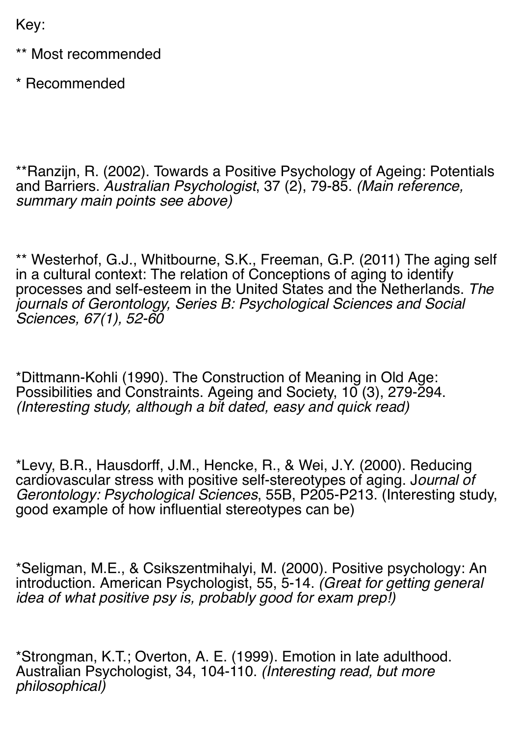Key:

** Most recommended

* Recommended

**Ranzijn, R. (2002). Towards a Positive Psychology of Ageing: Potentials and Barriers. *Australian Psychologist*, 37 (2), 79-85. *(Main reference, summary main points see above)*

** Westerhof, G.J., Whitbourne, S.K., Freeman, G.P. (2011) The aging self in a cultural context: The relation of Conceptions of aging to identify processes and self-esteem in the United States and the Netherlands. *The journals of Gerontology, Series B: Psychological Sciences and Social Sciences, 67(1), 52-60*

*Dittmann-Kohli (1990). The Construction of Meaning in Old Age: Possibilities and Constraints. Ageing and Society, 10 (3), 279-294. *(Interesting study, although a bit dated, easy and quick read)*

*Levy, B.R., Hausdorff, J.M., Hencke, R., & Wei, J.Y. (2000). Reducing cardiovascular stress with positive self-stereotypes of aging. J*ournal of Gerontology: Psychological Sciences*, 55B, P205-P213. (Interesting study, good example of how influential stereotypes can be)

*Seligman, M.E., & Csikszentmihalyi, M. (2000). Positive psychology: An introduction. American Psychologist, 55, 5-14. *(Great for getting general idea of what positive psy is, probably good for exam prep!)*

*Strongman, K.T.; Overton, A. E. (1999). Emotion in late adulthood. Australian Psychologist, 34, 104-110. *(Interesting read, but more philosophical)*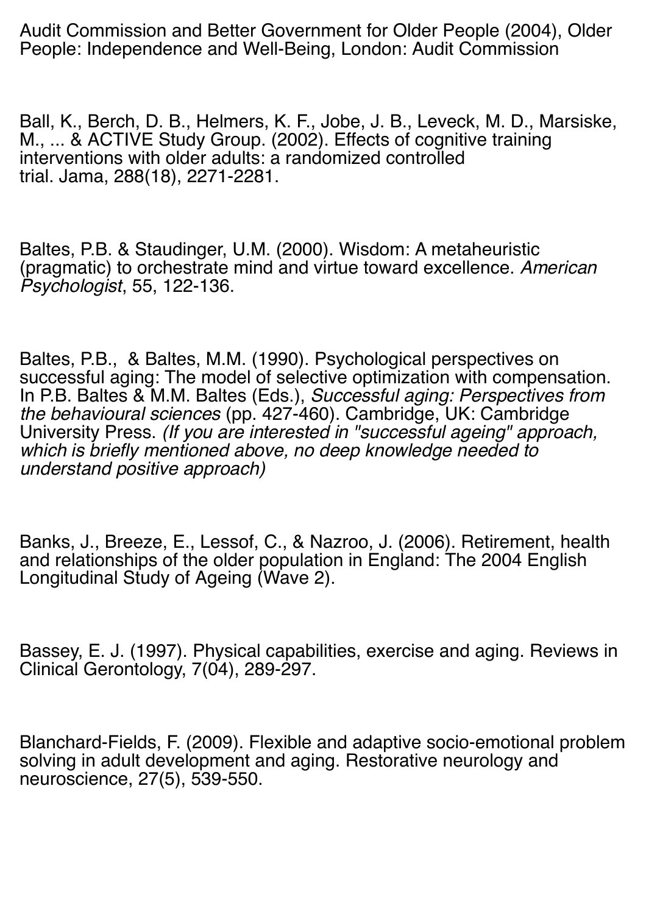Audit Commission and Better Government for Older People (2004), Older People: Independence and Well-Being, London: Audit Commission

Ball, K., Berch, D. B., Helmers, K. F., Jobe, J. B., Leveck, M. D., Marsiske, M., ... & ACTIVE Study Group. (2002). Effects of cognitive training interventions with older adults: a randomized controlled trial. Jama, 288(18), 2271-2281.

Baltes, P.B. & Staudinger, U.M. (2000). Wisdom: A metaheuristic (pragmatic) to orchestrate mind and virtue toward excellence. *American Psychologist*, 55, 122-136.

Baltes, P.B., & Baltes, M.M. (1990). Psychological perspectives on successful aging: The model of selective optimization with compensation. In P.B. Baltes & M.M. Baltes (Eds.), *Successful aging: Perspectives from the behavioural sciences* (pp. 427-460). Cambridge, UK: Cambridge University Press. *(If you are interested in "successful ageing" approach, which is briefly mentioned above, no deep knowledge needed to understand positive approach)*

Banks, J., Breeze, E., Lessof, C., & Nazroo, J. (2006). Retirement, health and relationships of the older population in England: The 2004 English Longitudinal Study of Ageing (Wave 2).

Bassey, E. J. (1997). Physical capabilities, exercise and aging. Reviews in Clinical Gerontology, 7(04), 289-297.

Blanchard-Fields, F. (2009). Flexible and adaptive socio-emotional problem solving in adult development and aging. Restorative neurology and neuroscience, 27(5), 539-550.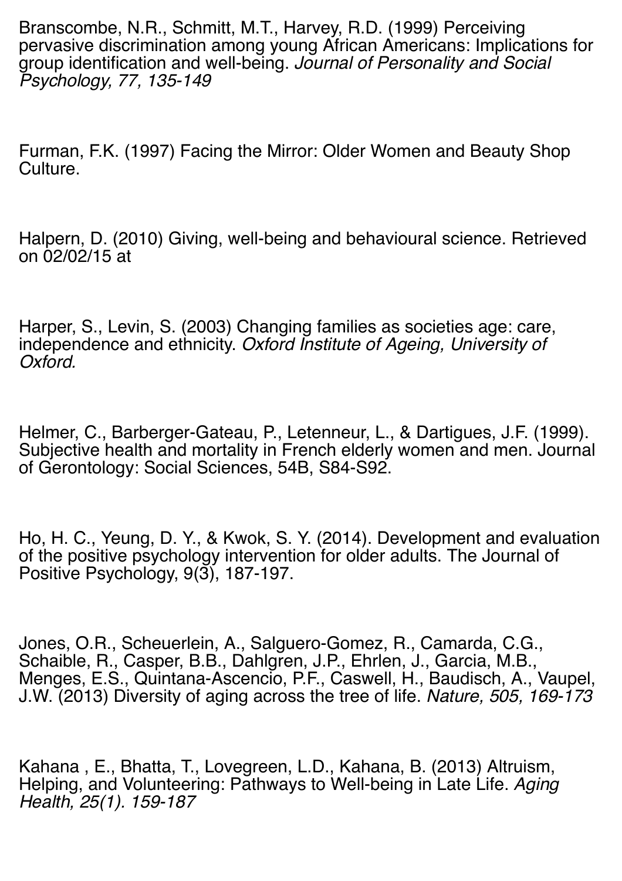Branscombe, N.R., Schmitt, M.T., Harvey, R.D. (1999) Perceiving pervasive discrimination among young African Americans: Implications for group identification and well-being. *Journal of Personality and Social Psychology, 77, 135-149*

Furman, F.K. (1997) Facing the Mirror: Older Women and Beauty Shop Culture.

Halpern, D. (2010) Giving, well-being and behavioural science. Retrieved on 02/02/15 at

Harper, S., Levin, S. (2003) Changing families as societies age: care, independence and ethnicity. *Oxford Institute of Ageing, University of Oxford.*

Helmer, C., Barberger-Gateau, P., Letenneur, L., & Dartigues, J.F. (1999). Subjective health and mortality in French elderly women and men. Journal of Gerontology: Social Sciences, 54B, S84-S92.

Ho, H. C., Yeung, D. Y., & Kwok, S. Y. (2014). Development and evaluation of the positive psychology intervention for older adults. The Journal of Positive Psychology, 9(3), 187-197.

Jones, O.R., Scheuerlein, A., Salguero-Gomez, R., Camarda, C.G., Schaible, R., Casper, B.B., Dahlgren, J.P., Ehrlen, J., Garcia, M.B., Menges, E.S., Quintana-Ascencio, P.F., Caswell, H., Baudisch, A., Vaupel, J.W. (2013) Diversity of aging across the tree of life. *Nature, 505, 169-173*

Kahana , E., Bhatta, T., Lovegreen, L.D., Kahana, B. (2013) Altruism, Helping, and Volunteering: Pathways to Well-being in Late Life. *Aging Health, 25(1). 159-187*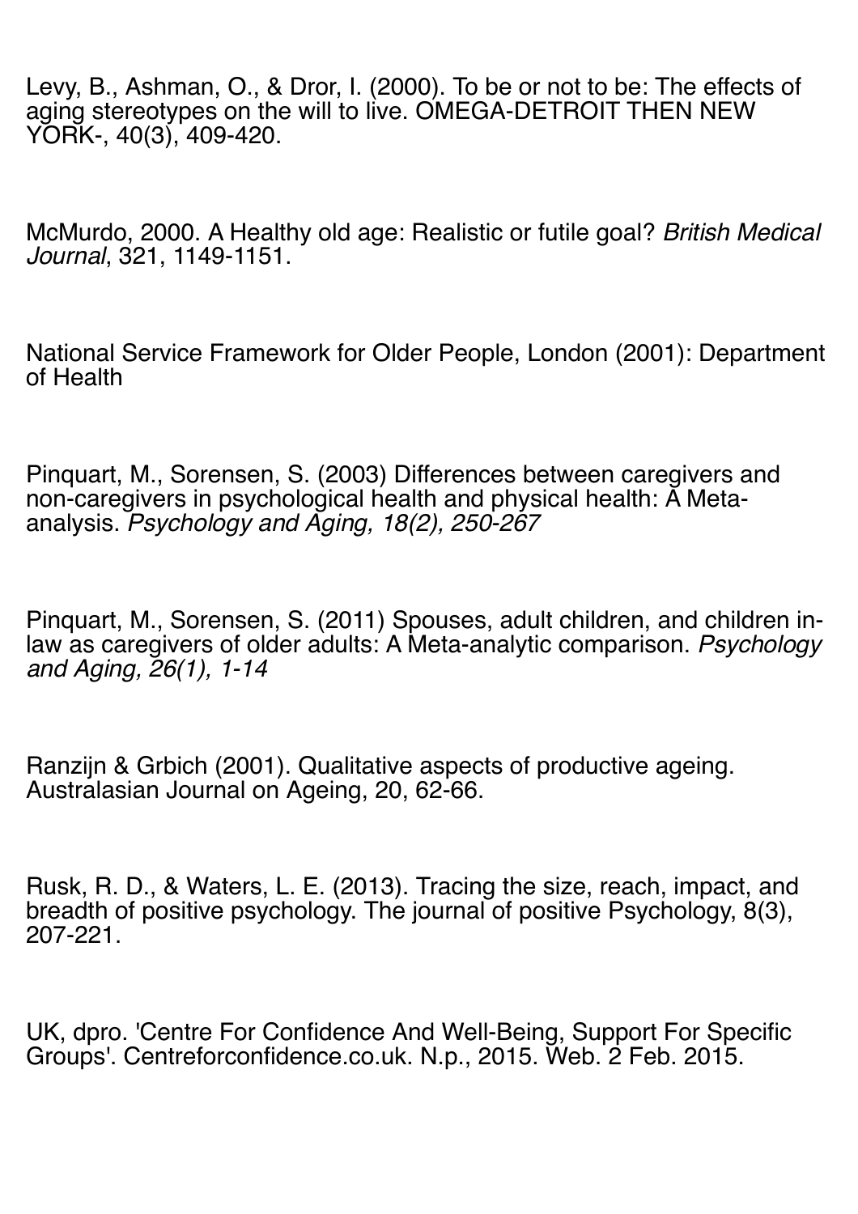Levy, B., Ashman, O., & Dror, I. (2000). To be or not to be: The effects of aging stereotypes on the will to live. OMEGA-DETROIT THEN NEW YORK-, 40(3), 409-420.

McMurdo, 2000. A Healthy old age: Realistic or futile goal? *British Medical Journal*, 321, 1149-1151.

National Service Framework for Older People, London (2001): Department of Health

Pinquart, M., Sorensen, S. (2003) Differences between caregivers and non-caregivers in psychological health and physical health: A Meta-analysis. *Psychology and Aging, 18(2), 250-267*

Pinquart, M., Sorensen, S. (2011) Spouses, adult children, and children in-law as caregivers of older adults: A Meta-analytic comparison. *Psychology and Aging, 26(1), 1-14*

Ranzijn & Grbich (2001). Qualitative aspects of productive ageing. Australasian Journal on Ageing, 20, 62-66.

Rusk, R. D., & Waters, L. E. (2013). Tracing the size, reach, impact, and breadth of positive psychology. The journal of positive Psychology, 8(3), 207-221.

UK, dpro. 'Centre For Confidence And Well-Being, Support For Specific Groups'. Centreforconfidence.co.uk. N.p., 2015. Web. 2 Feb. 2015.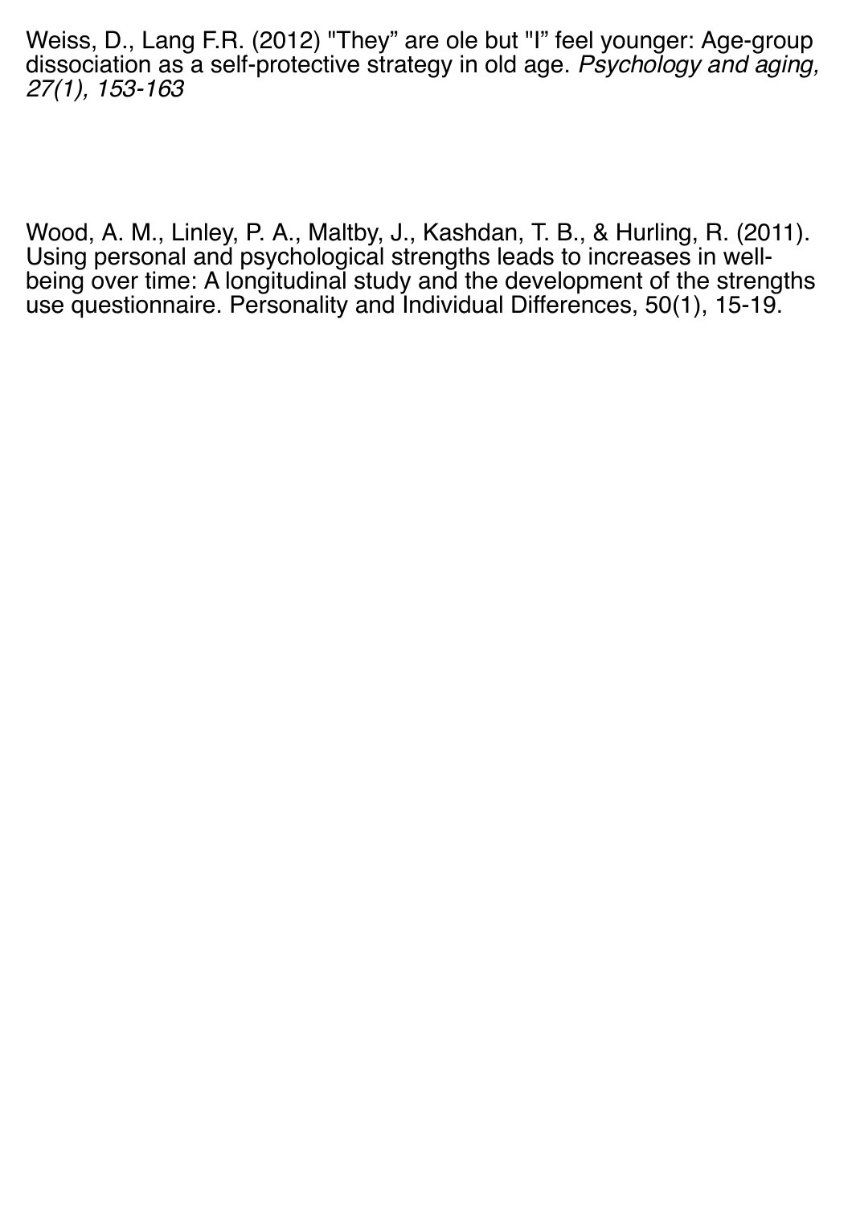Weiss, D., Lang F.R. (2012) "They" are ole but "I" feel younger: Age-group dissociation as a self-protective strategy in old age. *Psychology and aging, 27(1), 153-163*

Wood, A. M., Linley, P. A., Maltby, J., Kashdan, T. B., & Hurling, R. (2011). Using personal and psychological strengths leads to increases in well-being over time: A longitudinal study and the development of the strengths use questionnaire. Personality and Individual Differences, 50(1), 15-19.